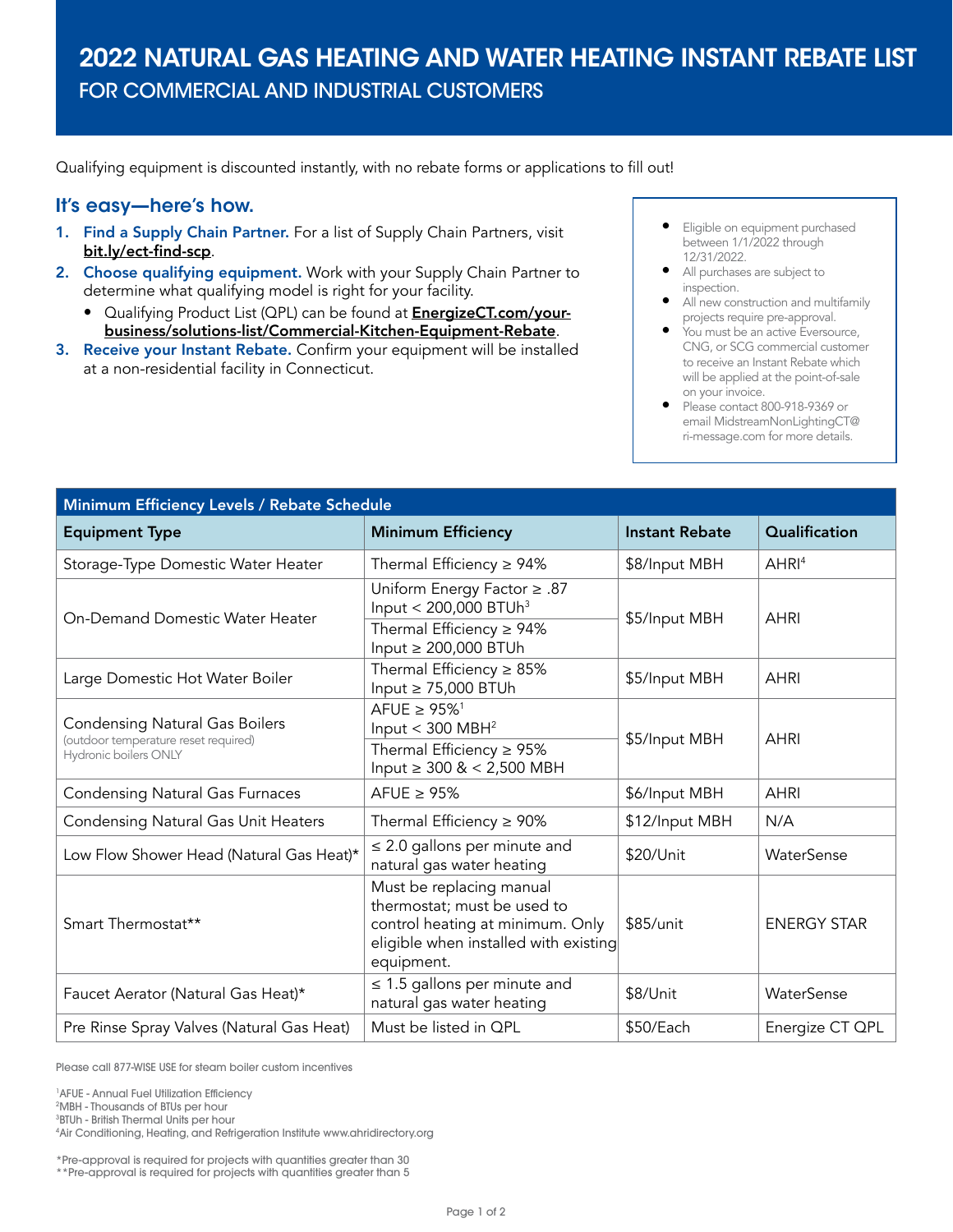# 2022 NATURAL GAS HEATING AND WATER HEATING INSTANT REBATE LIST

## FOR COMMERCIAL AND INDUSTRIAL CUSTOMERS

Qualifying equipment is discounted instantly, with no rebate forms or applications to fill out!

### It's easy—here's how.

1. **Find a Supply Chain Partner.** For a list of Supply Chain Partners, visit **bit.ly/ect-find-scp**.
2. **Choose qualifying equipment.** Work with your Supply Chain Partner to determine what qualifying model is right for your facility.
   - Qualifying Product List (QPL) can be found at **EnergizeCT.com/your-business/solutions-list/Commercial-Kitchen-Equipment-Rebate**.
3. **Receive your Instant Rebate.** Confirm your equipment will be installed at a non-residential facility in Connecticut.

- Eligible on equipment purchased between 1/1/2022 through 12/31/2022.
- All purchases are subject to inspection.
- All new construction and multifamily projects require pre-approval.
- You must be an active Eversource, CNG, or SCG commercial customer to receive an Instant Rebate which will be applied at the point-of-sale on your invoice.
- Please contact 800-918-9369 or email MidstreamNonLightingCT@ri-message.com for more details.

**Minimum Efficiency Levels / Rebate Schedule**

| Equipment Type | Minimum Efficiency | Instant Rebate | Qualification |
|---|---|---|---|
| Storage-Type Domestic Water Heater | Thermal Efficiency ≥ 94% | \$8/Input MBH | AHRI[4] |
| On-Demand Domestic Water Heater | Uniform Energy Factor ≥ .87<br>Input < 200,000 BTUh[3] | \$5/Input MBH | AHRI |
| | Thermal Efficiency ≥ 94%<br>Input ≥ 200,000 BTUh | | |
| Large Domestic Hot Water Boiler | Thermal Efficiency ≥ 85%<br>Input ≥ 75,000 BTUh | \$5/Input MBH | AHRI |
| Condensing Natural Gas Boilers<br>(outdoor temperature reset required)<br>Hydronic boilers ONLY | AFUE ≥ 95%[1]<br>Input < 300 MBH[2] | \$5/Input MBH | AHRI |
| | Thermal Efficiency ≥ 95%<br>Input ≥ 300 & < 2,500 MBH | | |
| Condensing Natural Gas Furnaces | AFUE ≥ 95% | \$6/Input MBH | AHRI |
| Condensing Natural Gas Unit Heaters | Thermal Efficiency ≥ 90% | \$12/Input MBH | N/A |
| Low Flow Shower Head (Natural Gas Heat)* | ≤ 2.0 gallons per minute and natural gas water heating | \$20/Unit | WaterSense |
| Smart Thermostat** | Must be replacing manual thermostat; must be used to control heating at minimum. Only eligible when installed with existing equipment. | \$85/unit | ENERGY STAR |
| Faucet Aerator (Natural Gas Heat)* | ≤ 1.5 gallons per minute and natural gas water heating | \$8/Unit | WaterSense |
| Pre Rinse Spray Valves (Natural Gas Heat) | Must be listed in QPL | \$50/Each | Energize CT QPL |

Please call 877-WISE USE for steam boiler custom incentives

[1]AFUE - Annual Fuel Utilization Efficiency
[2]MBH - Thousands of BTUs per hour
[3]BTUh - British Thermal Units per hour
[4]Air Conditioning, Heating, and Refrigeration Institute www.ahridirectory.org

*Pre-approval is required for projects with quantities greater than 30
**Pre-approval is required for projects with quantities greater than 5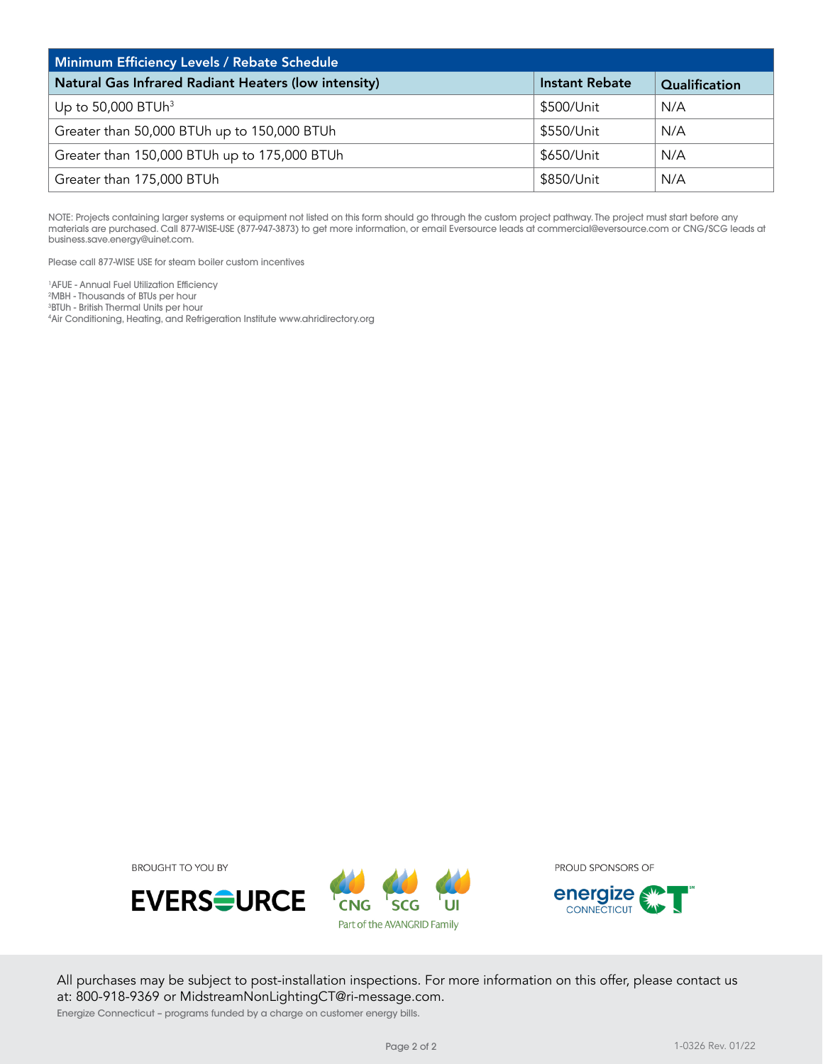| Minimum Efficiency Levels / Rebate Schedule | | |
|---|---|---|
| **Natural Gas Infrared Radiant Heaters (low intensity)** | **Instant Rebate** | **Qualification** |
| Up to 50,000 BTUh[3] | $500/Unit | N/A |
| Greater than 50,000 BTUh up to 150,000 BTUh | $550/Unit | N/A |
| Greater than 150,000 BTUh up to 175,000 BTUh | $650/Unit | N/A |
| Greater than 175,000 BTUh | $850/Unit | N/A |

NOTE: Projects containing larger systems or equipment not listed on this form should go through the custom project pathway. The project must start before any materials are purchased. Call 877-WISE-USE (877-947-3873) to get more information, or email Eversource leads at commercial@eversource.com or CNG/SCG leads at business.save.energy@uinet.com.

Please call 877-WISE USE for steam boiler custom incentives

[1]AFUE - Annual Fuel Utilization Efficiency
[2]MBH - Thousands of BTUs per hour
[3]BTUh - British Thermal Units per hour
[4]Air Conditioning, Heating, and Refrigeration Institute www.ahridirectory.org

BROUGHT TO YOU BY

EVERSOURCE

CNG SCG UI

Part of the AVANGRID Family

PROUD SPONSORS OF

energize CONNECTICUT

All purchases may be subject to post-installation inspections. For more information on this offer, please contact us at: 800-918-9369 or MidstreamNonLightingCT@ri-message.com.

Energize Connecticut – programs funded by a charge on customer energy bills.

1-0326 Rev. 01/22